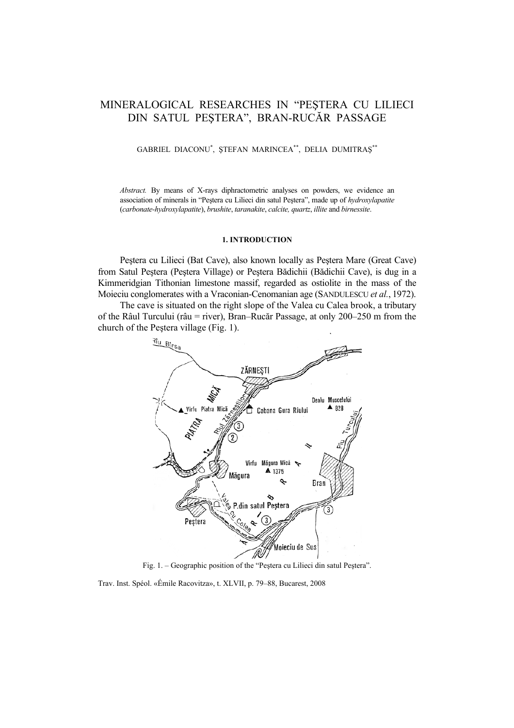# MINERALOGICAL RESEARCHES IN "PEŞTERA CU LILIECI DIN SATUL PEŞTERA", BRAN-RUCĂR PASSAGE

GABRIEL DIACONU[*], ŞTEFAN MARINCEA[**], DELIA DUMITRAŞ[**]

*Abstract.* By means of X-rays diphractometric analyses on powders, we evidence an association of minerals in "Peştera cu Lilieci din satul Peştera", made up of *hydroxylapatite* (*carbonate-hydroxylapatite*), *brushite*, *taranakite*, *calcite, quartz*, *illite* and *birnessite*.

## 1. INTRODUCTION

Peştera cu Lilieci (Bat Cave), also known locally as Peştera Mare (Great Cave) from Satul Peştera (Peştera Village) or Peştera Bădichii (Bădichii Cave), is dug in a Kimmeridgian Tithonian limestone massif, regarded as ostiolite in the mass of the Moieciu conglomerates with a Vraconian-Cenomanian age (SANDULESCU *et al.*, 1972).

The cave is situated on the right slope of the Valea cu Calea brook, a tributary of the Râul Turcului (râu = river), Bran–Rucăr Passage, at only 200–250 m from the church of the Peştera village (Fig. 1).

Fig. 1. – Geographic position of the "Peştera cu Lilieci din satul Peştera".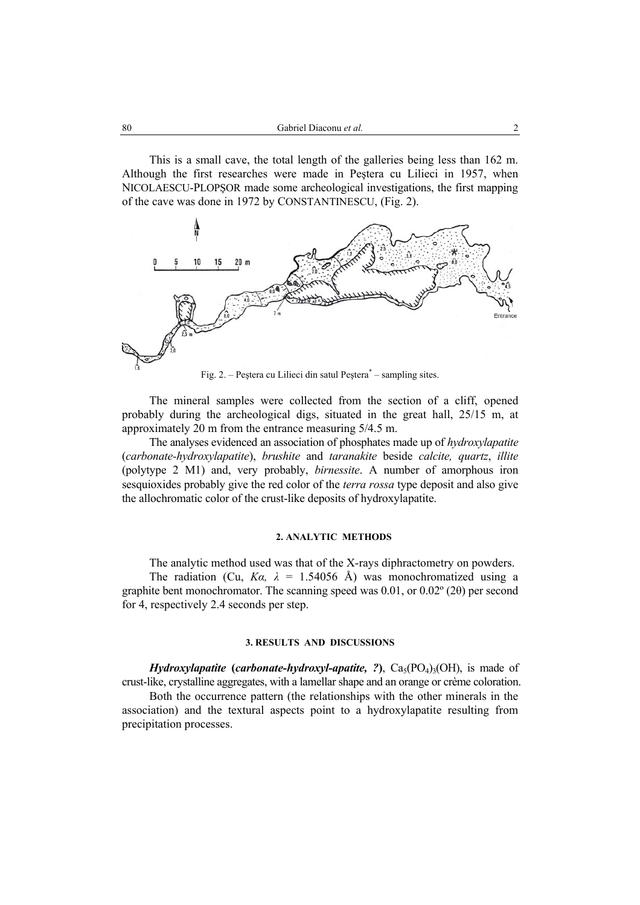This is a small cave, the total length of the galleries being less than 162 m. Although the first researches were made in Peştera cu Lilieci in 1957, when NICOLAESCU-PLOPŞOR made some archeological investigations, the first mapping of the cave was done in 1972 by CONSTANTINESCU, (Fig. 2).

Fig. 2. – Peştera cu Lilieci din satul Peştera* – sampling sites.

The mineral samples were collected from the section of a cliff, opened probably during the archeological digs, situated in the great hall, 25/15 m, at approximately 20 m from the entrance measuring 5/4.5 m.

The analyses evidenced an association of phosphates made up of *hydroxylapatite* (*carbonate-hydroxylapatite*), *brushite* and *taranakite* beside *calcite, quartz*, *illite* (polytype 2 M1) and, very probably, *birnessite*. A number of amorphous iron sesquioxides probably give the red color of the *terra rossa* type deposit and also give the allochromatic color of the crust-like deposits of hydroxylapatite.

## 2. ANALYTIC METHODS

The analytic method used was that of the X-rays diphractometry on powders.

The radiation (Cu, *Kα, λ* = 1.54056 Å) was monochromatized using a graphite bent monochromator. The scanning speed was 0.01, or 0.02º (2θ) per second for 4, respectively 2.4 seconds per step.

## 3. RESULTS AND DISCUSSIONS

***Hydroxylapatite* (*carbonate-hydroxyl-apatite, ?*)**, $Ca_5(PO_4)_3(OH)$, is made of crust-like, crystalline aggregates, with a lamellar shape and an orange or crème coloration.

Both the occurrence pattern (the relationships with the other minerals in the association) and the textural aspects point to a hydroxylapatite resulting from precipitation processes.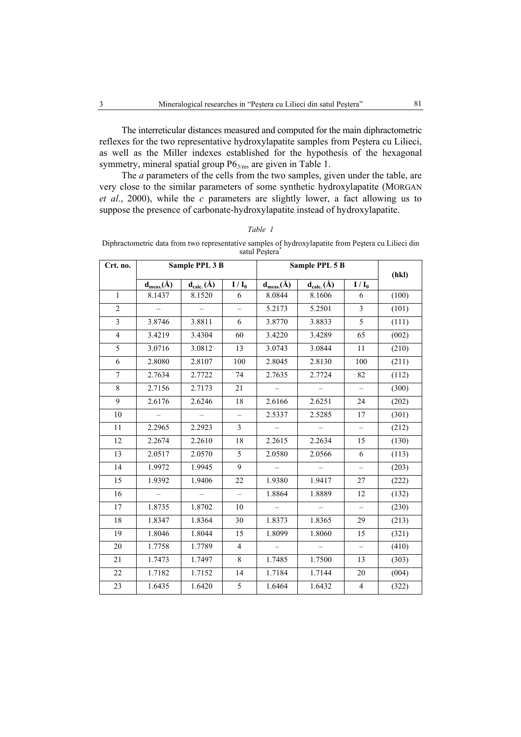The interreticular distances measured and computed for the main diphractometric reflexes for the two representative hydroxylapatite samples from Peştera cu Lilieci, as well as the Miller indexes established for the hypothesis of the hexagonal symmetry, mineral spatial group $P6_{3/m}$, are given in Table 1.

The *a* parameters of the cells from the two samples, given under the table, are very close to the similar parameters of some synthetic hydroxylapatite (MORGAN *et al*., 2000), while the *c* parameters are slightly lower, a fact allowing us to suppose the presence of carbonate-hydroxylapatite instead of hydroxylapatite.

*Table 1*

Diphractometric data from two representative samples of hydroxylapatite from Peştera cu Lilieci din satul Peştera*

| Crt. no. | Sample PPL 3 B | | | Sample PPL 5 B | | | (hkl) |
|---|---|---|---|---|---|---|---|
| | $d_{meas.}$(Å) | $d_{calc.}$ (Å) | $I / I_0$ | $d_{meas.}$(Å) | $d_{calc.}$ (Å) | $I / I_0$ | |
| 1 | 8.1437 | 8.1520 | 6 | 8.0844 | 8.1606 | 6 | (100) |
| 2 | – | – | – | 5.2173 | 5.2501 | 3 | (101) |
| 3 | 3.8746 | 3.8811 | 6 | 3.8770 | 3.8833 | 5 | (111) |
| 4 | 3.4219 | 3.4304 | 60 | 3.4220 | 3.4289 | 65 | (002) |
| 5 | 3.0716 | 3.0812 | 13 | 3.0743 | 3.0844 | 11 | (210) |
| 6 | 2.8080 | 2.8107 | 100 | 2.8045 | 2.8130 | 100 | (211) |
| 7 | 2.7634 | 2.7722 | 74 | 2.7635 | 2.7724 | 82 | (112) |
| 8 | 2.7156 | 2.7173 | 21 | – | – | – | (300) |
| 9 | 2.6176 | 2.6246 | 18 | 2.6166 | 2.6251 | 24 | (202) |
| 10 | – | – | – | 2.5337 | 2.5285 | 17 | (301) |
| 11 | 2.2965 | 2.2923 | 3 | – | – | – | (212) |
| 12 | 2.2674 | 2.2610 | 18 | 2.2615 | 2.2634 | 15 | (130) |
| 13 | 2.0517 | 2.0570 | 5 | 2.0580 | 2.0566 | 6 | (113) |
| 14 | 1.9972 | 1.9945 | 9 | – | – | – | (203) |
| 15 | 1.9392 | 1.9406 | 22 | 1.9380 | 1.9417 | 27 | (222) |
| 16 | – | – | – | 1.8864 | 1.8889 | 12 | (132) |
| 17 | 1.8735 | 1.8702 | 10 | – | – | – | (230) |
| 18 | 1.8347 | 1.8364 | 30 | 1.8373 | 1.8365 | 29 | (213) |
| 19 | 1.8046 | 1.8044 | 15 | 1.8099 | 1.8060 | 15 | (321) |
| 20 | 1.7758 | 1.7789 | 4 | – | – | – | (410) |
| 21 | 1.7473 | 1.7497 | 8 | 1.7485 | 1.7500 | 13 | (303) |
| 22 | 1.7182 | 1.7152 | 14 | 1.7184 | 1.7144 | 20 | (004) |
| 23 | 1.6435 | 1.6420 | 5 | 1.6464 | 1.6432 | 4 | (322) |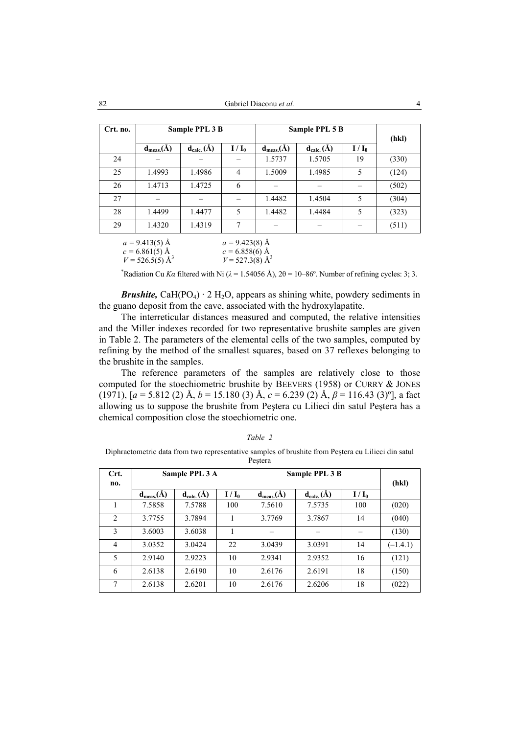| Crt. no. | Sample PPL 3 B | | | Sample PPL 5 B | | | (hkl) |
|---|---|---|---|---|---|---|---|
| | $d_{meas.}$(Å) | $d_{calc.}$ (Å) | $I / I_0$ | $d_{meas.}$(Å) | $d_{calc.}$ (Å) | $I / I_0$ | |
| 24 | – | – | – | 1.5737 | 1.5705 | 19 | (330) |
| 25 | 1.4993 | 1.4986 | 4 | 1.5009 | 1.4985 | 5 | (124) |
| 26 | 1.4713 | 1.4725 | 6 | – | – | – | (502) |
| 27 | – | – | – | 1.4482 | 1.4504 | 5 | (304) |
| 28 | 1.4499 | 1.4477 | 5 | 1.4482 | 1.4484 | 5 | (323) |
| 29 | 1.4320 | 1.4319 | 7 | – | – | – | (511) |

$a$ = 9.413(5) Å  
$c$ = 6.861(5) Å  
$V$ = 526.5(5) Å$^3$

$a$ = 9.423(8) Å  
$c$ = 6.858(6) Å  
$V$ = 527.3(8) Å$^3$

*Radiation Cu $K\alpha$ filtered with Ni ($\lambda$ = 1.54056 Å), 2θ = 10–86º. Number of refining cycles: 3; 3.

***Brushite,*** $CaH(PO_4) \cdot 2\ H_2O$, appears as shining white, powdery sediments in the guano deposit from the cave, associated with the hydroxylapatite.

The interreticular distances measured and computed, the relative intensities and the Miller indexes recorded for two representative brushite samples are given in Table 2. The parameters of the elemental cells of the two samples, computed by refining by the method of the smallest squares, based on 37 reflexes belonging to the brushite in the samples.

The reference parameters of the samples are relatively close to those computed for the stoechiometric brushite by BEEVERS (1958) or CURRY & JONES (1971), [$a$ = 5.812 (2) Å, $b$ = 15.180 (3) Å, $c$ = 6.239 (2) Å, $\beta$ = 116.43 (3)º], a fact allowing us to suppose the brushite from Peştera cu Lilieci din satul Peştera has a chemical composition close the stoechiometric one.

*Table 2*

Diphractometric data from two representative samples of brushite from Peştera cu Lilieci din satul Peştera

| Crt. no. | Sample PPL 3 A | | | Sample PPL 3 B | | | (hkl) |
|---|---|---|---|---|---|---|---|
| | $d_{meas.}$(Å) | $d_{calc.}$ (Å) | $I / I_0$ | $d_{meas.}$(Å) | $d_{calc.}$ (Å) | $I / I_0$ | |
| 1 | 7.5858 | 7.5788 | 100 | 7.5610 | 7.5735 | 100 | (020) |
| 2 | 3.7755 | 3.7894 | 1 | 3.7769 | 3.7867 | 14 | (040) |
| 3 | 3.6003 | 3.6038 | 1 | – | – | – | (130) |
| 4 | 3.0352 | 3.0424 | 22 | 3.0439 | 3.0391 | 14 | (–1.4.1) |
| 5 | 2.9140 | 2.9223 | 10 | 2.9341 | 2.9352 | 16 | (121) |
| 6 | 2.6138 | 2.6190 | 10 | 2.6176 | 2.6191 | 18 | (150) |
| 7 | 2.6138 | 2.6201 | 10 | 2.6176 | 2.6206 | 18 | (022) |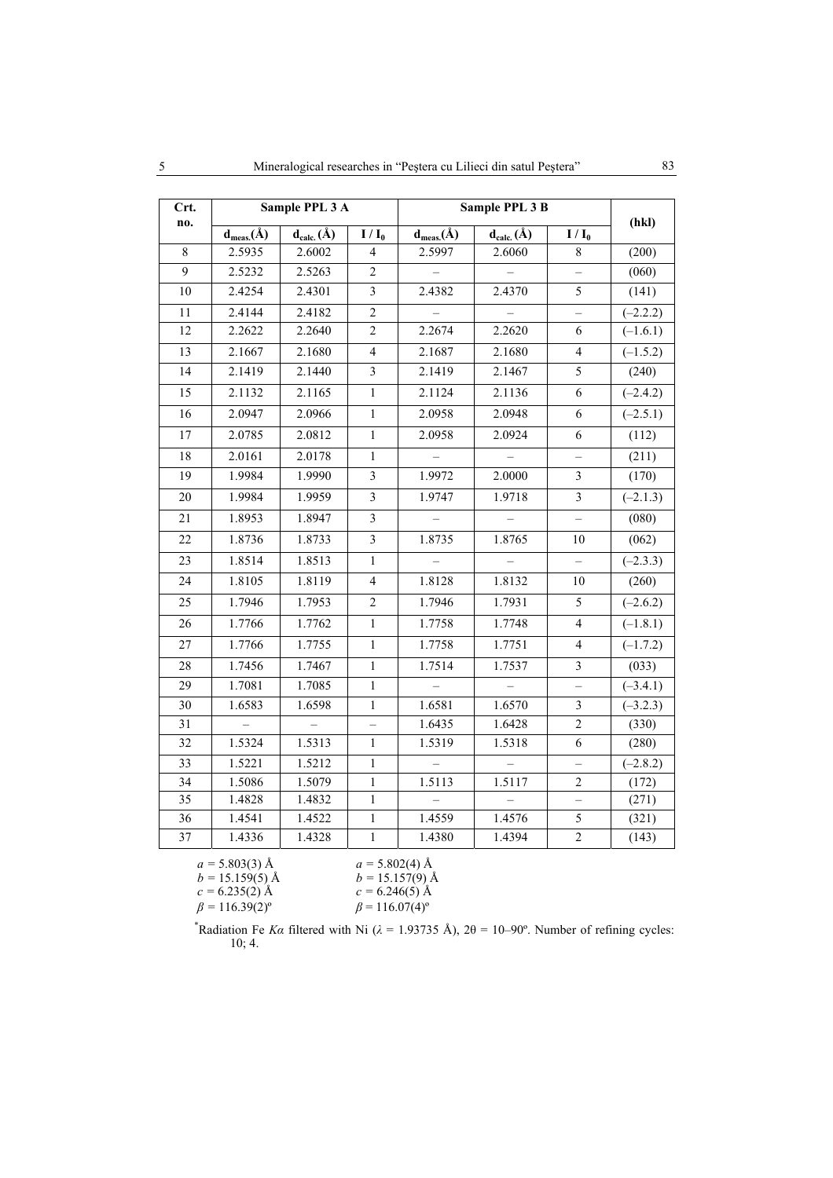| Crt. no. | Sample PPL 3 A | | | Sample PPL 3 B | | | (hkl) |
|---|---|---|---|---|---|---|---|
| | $d_{meas.}$(Å) | $d_{calc.}$ (Å) | $I / I_0$ | $d_{meas.}$(Å) | $d_{calc.}$ (Å) | $I / I_0$ | |
| 8 | 2.5935 | 2.6002 | 4 | 2.5997 | 2.6060 | 8 | (200) |
| 9 | 2.5232 | 2.5263 | 2 | – | – | – | (060) |
| 10 | 2.4254 | 2.4301 | 3 | 2.4382 | 2.4370 | 5 | (141) |
| 11 | 2.4144 | 2.4182 | 2 | – | – | – | (–2.2.2) |
| 12 | 2.2622 | 2.2640 | 2 | 2.2674 | 2.2620 | 6 | (–1.6.1) |
| 13 | 2.1667 | 2.1680 | 4 | 2.1687 | 2.1680 | 4 | (–1.5.2) |
| 14 | 2.1419 | 2.1440 | 3 | 2.1419 | 2.1467 | 5 | (240) |
| 15 | 2.1132 | 2.1165 | 1 | 2.1124 | 2.1136 | 6 | (–2.4.2) |
| 16 | 2.0947 | 2.0966 | 1 | 2.0958 | 2.0948 | 6 | (–2.5.1) |
| 17 | 2.0785 | 2.0812 | 1 | 2.0958 | 2.0924 | 6 | (112) |
| 18 | 2.0161 | 2.0178 | 1 | – | – | – | (211) |
| 19 | 1.9984 | 1.9990 | 3 | 1.9972 | 2.0000 | 3 | (170) |
| 20 | 1.9984 | 1.9959 | 3 | 1.9747 | 1.9718 | 3 | (–2.1.3) |
| 21 | 1.8953 | 1.8947 | 3 | – | – | – | (080) |
| 22 | 1.8736 | 1.8733 | 3 | 1.8735 | 1.8765 | 10 | (062) |
| 23 | 1.8514 | 1.8513 | 1 | – | – | – | (–2.3.3) |
| 24 | 1.8105 | 1.8119 | 4 | 1.8128 | 1.8132 | 10 | (260) |
| 25 | 1.7946 | 1.7953 | 2 | 1.7946 | 1.7931 | 5 | (–2.6.2) |
| 26 | 1.7766 | 1.7762 | 1 | 1.7758 | 1.7748 | 4 | (–1.8.1) |
| 27 | 1.7766 | 1.7755 | 1 | 1.7758 | 1.7751 | 4 | (–1.7.2) |
| 28 | 1.7456 | 1.7467 | 1 | 1.7514 | 1.7537 | 3 | (033) |
| 29 | 1.7081 | 1.7085 | 1 | – | – | – | (–3.4.1) |
| 30 | 1.6583 | 1.6598 | 1 | 1.6581 | 1.6570 | 3 | (–3.2.3) |
| 31 | – | – | – | 1.6435 | 1.6428 | 2 | (330) |
| 32 | 1.5324 | 1.5313 | 1 | 1.5319 | 1.5318 | 6 | (280) |
| 33 | 1.5221 | 1.5212 | 1 | – | – | – | (–2.8.2) |
| 34 | 1.5086 | 1.5079 | 1 | 1.5113 | 1.5117 | 2 | (172) |
| 35 | 1.4828 | 1.4832 | 1 | – | – | – | (271) |
| 36 | 1.4541 | 1.4522 | 1 | 1.4559 | 1.4576 | 5 | (321) |
| 37 | 1.4336 | 1.4328 | 1 | 1.4380 | 1.4394 | 2 | (143) |

| Sample PPL 3 A | Sample PPL 3 B |
|---|---|
| $a$ = 5.803(3) Å | $a$ = 5.802(4) Å |
| $b$ = 15.159(5) Å | $b$ = 15.157(9) Å |
| $c$ = 6.235(2) Å | $c$ = 6.246(5) Å |
| $\beta$ = 116.39(2)º | $\beta$ = 116.07(4)º |

*Radiation Fe $K\alpha$ filtered with Ni ($\lambda$ = 1.93735 Å), 2θ = 10–90º. Number of refining cycles: 10; 4.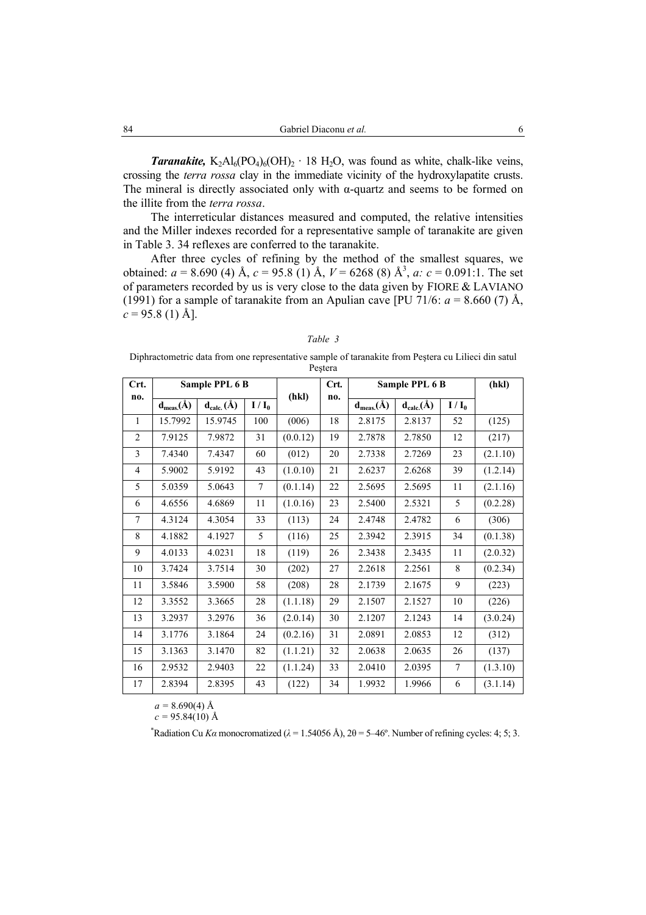***Taranakite,*** $K_2Al_6(PO_4)_6(OH)_2 \cdot 18\ H_2O$, was found as white, chalk-like veins, crossing the *terra rossa* clay in the immediate vicinity of the hydroxylapatite crusts. The mineral is directly associated only with α-quartz and seems to be formed on the illite from the *terra rossa*.

The interreticular distances measured and computed, the relative intensities and the Miller indexes recorded for a representative sample of taranakite are given in Table 3. 34 reflexes are conferred to the taranakite.

After three cycles of refining by the method of the smallest squares, we obtained: $a$ = 8.690 (4) Å, $c$ = 95.8 (1) Å, $V$ = 6268 (8) Å$^3$, $a: c$ = 0.091:1. The set of parameters recorded by us is very close to the data given by FIORE & LAVIANO (1991) for a sample of taranakite from an Apulian cave [PU 71/6: $a$ = 8.660 (7) Å, $c$ = 95.8 (1) Å].

*Table 3*

Diphractometric data from one representative sample of taranakite from Peştera cu Lilieci din satul Peştera

| Crt. no. | Sample PPL 6 B | | | (hkl) | Crt. no. | Sample PPL 6 B | | | (hkl) |
|---|---|---|---|---|---|---|---|---|---|
| | $d_{meas.}$(Å) | $d_{calc.}$ (Å) | $I / I_0$ | | | $d_{meas.}$(Å) | $d_{calc.}$(Å) | $I / I_0$ | |
| 1 | 15.7992 | 15.9745 | 100 | (006) | 18 | 2.8175 | 2.8137 | 52 | (125) |
| 2 | 7.9125 | 7.9872 | 31 | (0.0.12) | 19 | 2.7878 | 2.7850 | 12 | (217) |
| 3 | 7.4340 | 7.4347 | 60 | (012) | 20 | 2.7338 | 2.7269 | 23 | (2.1.10) |
| 4 | 5.9002 | 5.9192 | 43 | (1.0.10) | 21 | 2.6237 | 2.6268 | 39 | (1.2.14) |
| 5 | 5.0359 | 5.0643 | 7 | (0.1.14) | 22 | 2.5695 | 2.5695 | 11 | (2.1.16) |
| 6 | 4.6556 | 4.6869 | 11 | (1.0.16) | 23 | 2.5400 | 2.5321 | 5 | (0.2.28) |
| 7 | 4.3124 | 4.3054 | 33 | (113) | 24 | 2.4748 | 2.4782 | 6 | (306) |
| 8 | 4.1882 | 4.1927 | 5 | (116) | 25 | 2.3942 | 2.3915 | 34 | (0.1.38) |
| 9 | 4.0133 | 4.0231 | 18 | (119) | 26 | 2.3438 | 2.3435 | 11 | (2.0.32) |
| 10 | 3.7424 | 3.7514 | 30 | (202) | 27 | 2.2618 | 2.2561 | 8 | (0.2.34) |
| 11 | 3.5846 | 3.5900 | 58 | (208) | 28 | 2.1739 | 2.1675 | 9 | (223) |
| 12 | 3.3552 | 3.3665 | 28 | (1.1.18) | 29 | 2.1507 | 2.1527 | 10 | (226) |
| 13 | 3.2937 | 3.2976 | 36 | (2.0.14) | 30 | 2.1207 | 2.1243 | 14 | (3.0.24) |
| 14 | 3.1776 | 3.1864 | 24 | (0.2.16) | 31 | 2.0891 | 2.0853 | 12 | (312) |
| 15 | 3.1363 | 3.1470 | 82 | (1.1.21) | 32 | 2.0638 | 2.0635 | 26 | (137) |
| 16 | 2.9532 | 2.9403 | 22 | (1.1.24) | 33 | 2.0410 | 2.0395 | 7 | (1.3.10) |
| 17 | 2.8394 | 2.8395 | 43 | (122) | 34 | 1.9932 | 1.9966 | 6 | (3.1.14) |

$a$ = 8.690(4) Å
$c$ = 95.84(10) Å

*Radiation Cu $K\alpha$ monocromatized ($\lambda$ = 1.54056 Å), 2θ = 5–46º. Number of refining cycles: 4; 5; 3.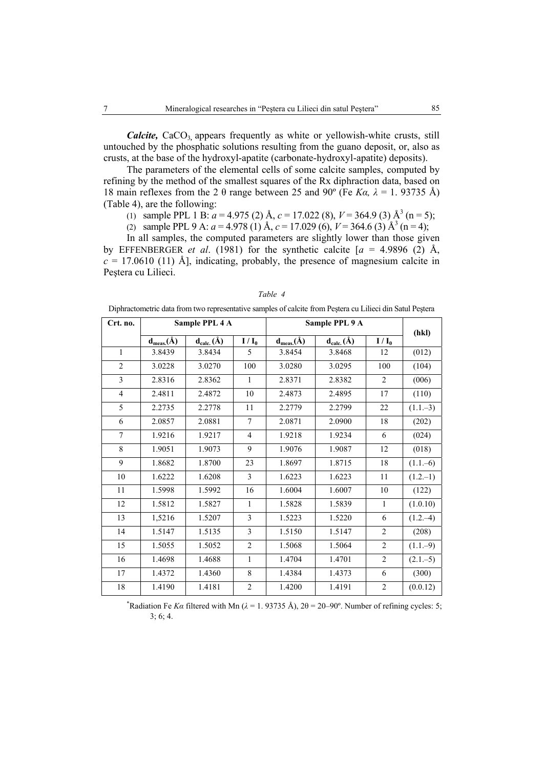***Calcite,*** $CaCO_3$, appears frequently as white or yellowish-white crusts, still untouched by the phosphatic solutions resulting from the guano deposit, or, also as crusts, at the base of the hydroxyl-apatite (carbonate-hydroxyl-apatite) deposits).

The parameters of the elemental cells of some calcite samples, computed by refining by the method of the smallest squares of the Rx diphraction data, based on 18 main reflexes from the 2 θ range between 25 and 90º (Fe *Kα, λ* = 1. 93735 Å) (Table 4), are the following:

(1) sample PPL 1 B: *a* = 4.975 (2) Å, *c* = 17.022 (8), *V* = 364.9 (3) $Å^3$ (n = 5);

(2) sample PPL 9 A: *a* = 4.978 (1) Å, *c* = 17.029 (6), *V* = 364.6 (3) $Å^3$ (n = 4);

In all samples, the computed parameters are slightly lower than those given by EFFENBERGER *et al*. (1981) for the synthetic calcite [*a* = 4.9896 (2) Å, *c* = 17.0610 (11) Å], indicating, probably, the presence of magnesium calcite in Peştera cu Lilieci.

*Table 4*

Diphractometric data from two representative samples of calcite from Peştera cu Lilieci din Satul Peştera

| Crt. no. | Sample PPL 4 A | | | Sample PPL 9 A | | | (hkl) |
|---|---|---|---|---|---|---|---|
| | $d_{meas.}$(Å) | $d_{calc.}$ (Å) | $I / I_0$ | $d_{meas.}$(Å) | $d_{calc.}$ (Å) | $I / I_0$ | |
| 1 | 3.8439 | 3.8434 | 5 | 3.8454 | 3.8468 | 12 | (012) |
| 2 | 3.0228 | 3.0270 | 100 | 3.0280 | 3.0295 | 100 | (104) |
| 3 | 2.8316 | 2.8362 | 1 | 2.8371 | 2.8382 | 2 | (006) |
| 4 | 2.4811 | 2.4872 | 10 | 2.4873 | 2.4895 | 17 | (110) |
| 5 | 2.2735 | 2.2778 | 11 | 2.2779 | 2.2799 | 22 | (1.1.–3) |
| 6 | 2.0857 | 2.0881 | 7 | 2.0871 | 2.0900 | 18 | (202) |
| 7 | 1.9216 | 1.9217 | 4 | 1.9218 | 1.9234 | 6 | (024) |
| 8 | 1.9051 | 1.9073 | 9 | 1.9076 | 1.9087 | 12 | (018) |
| 9 | 1.8682 | 1.8700 | 23 | 1.8697 | 1.8715 | 18 | (1.1.–6) |
| 10 | 1.6222 | 1.6208 | 3 | 1.6223 | 1.6223 | 11 | (1.2.–1) |
| 11 | 1.5998 | 1.5992 | 16 | 1.6004 | 1.6007 | 10 | (122) |
| 12 | 1.5812 | 1.5827 | 1 | 1.5828 | 1.5839 | 1 | (1.0.10) |
| 13 | 1,5216 | 1.5207 | 3 | 1.5223 | 1.5220 | 6 | (1.2.–4) |
| 14 | 1.5147 | 1.5135 | 3 | 1.5150 | 1.5147 | 2 | (208) |
| 15 | 1.5055 | 1.5052 | 2 | 1.5068 | 1.5064 | 2 | (1.1.–9) |
| 16 | 1.4698 | 1.4688 | 1 | 1.4704 | 1.4701 | 2 | (2.1.–5) |
| 17 | 1.4372 | 1.4360 | 8 | 1.4384 | 1.4373 | 6 | (300) |
| 18 | 1.4190 | 1.4181 | 2 | 1.4200 | 1.4191 | 2 | (0.0.12) |

*Radiation Fe *Kα* filtered with Mn (*λ* = 1. 93735 Å), 2θ = 20–90º. Number of refining cycles: 5; 3; 6; 4.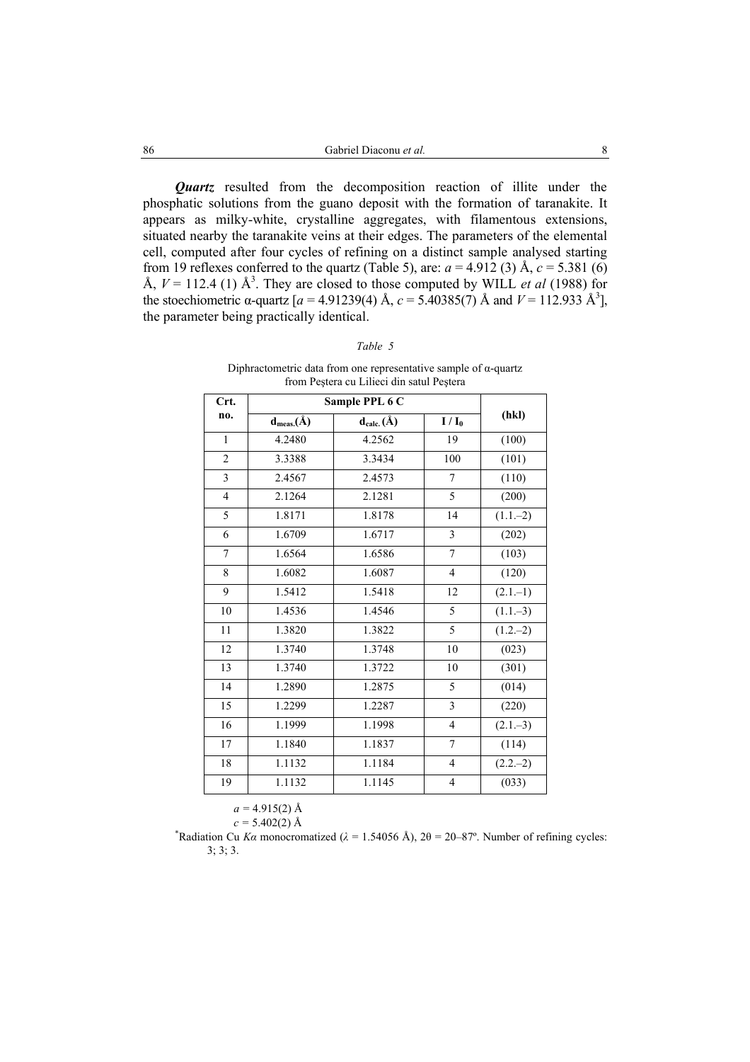***Quartz*** resulted from the decomposition reaction of illite under the phosphatic solutions from the guano deposit with the formation of taranakite. It appears as milky-white, crystalline aggregates, with filamentous extensions, situated nearby the taranakite veins at their edges. The parameters of the elemental cell, computed after four cycles of refining on a distinct sample analysed starting from 19 reflexes conferred to the quartz (Table 5), are: $a = 4.912$ (3) Å, $c = 5.381$ (6) Å, $V = 112.4$ (1) Å$^3$. They are closed to those computed by WILL *et al* (1988) for the stoechiometric α-quartz [$a = 4.91239(4)$ Å, $c = 5.40385(7)$ Å and $V = 112.933$ Å$^3$], the parameter being practically identical.

*Table 5*

Diphractometric data from one representative sample of α-quartz from Peştera cu Lilieci din satul Peştera

| Crt. no. | Sample PPL 6 C | | | (hkl) |
|---|---|---|---|---|
| | $d_{meas.}$(Å) | $d_{calc.}$ (Å) | $I / I_0$ | |
| 1 | 4.2480 | 4.2562 | 19 | (100) |
| 2 | 3.3388 | 3.3434 | 100 | (101) |
| 3 | 2.4567 | 2.4573 | 7 | (110) |
| 4 | 2.1264 | 2.1281 | 5 | (200) |
| 5 | 1.8171 | 1.8178 | 14 | (1.1.–2) |
| 6 | 1.6709 | 1.6717 | 3 | (202) |
| 7 | 1.6564 | 1.6586 | 7 | (103) |
| 8 | 1.6082 | 1.6087 | 4 | (120) |
| 9 | 1.5412 | 1.5418 | 12 | (2.1.–1) |
| 10 | 1.4536 | 1.4546 | 5 | (1.1.–3) |
| 11 | 1.3820 | 1.3822 | 5 | (1.2.–2) |
| 12 | 1.3740 | 1.3748 | 10 | (023) |
| 13 | 1.3740 | 1.3722 | 10 | (301) |
| 14 | 1.2890 | 1.2875 | 5 | (014) |
| 15 | 1.2299 | 1.2287 | 3 | (220) |
| 16 | 1.1999 | 1.1998 | 4 | (2.1.–3) |
| 17 | 1.1840 | 1.1837 | 7 | (114) |
| 18 | 1.1132 | 1.1184 | 4 | (2.2.–2) |
| 19 | 1.1132 | 1.1145 | 4 | (033) |

$a = 4.915(2)$ Å

$c = 5.402(2)$ Å

*Radiation Cu *Kα* monocromatized ($\lambda = 1.54056$ Å), $2\theta = 20$–87º. Number of refining cycles: 3; 3; 3.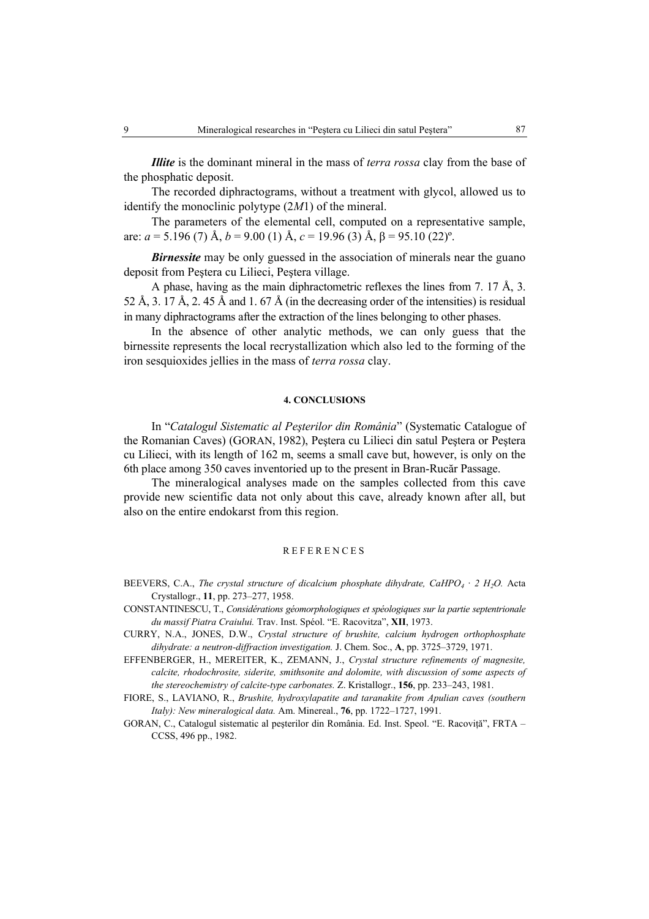***Illite*** is the dominant mineral in the mass of *terra rossa* clay from the base of the phosphatic deposit.

The recorded diphractograms, without a treatment with glycol, allowed us to identify the monoclinic polytype (2*M*1) of the mineral.

The parameters of the elemental cell, computed on a representative sample, are: $a$ = 5.196 (7) Å, $b$ = 9.00 (1) Å, $c$ = 19.96 (3) Å, β = 95.10 (22)º.

***Birnessite*** may be only guessed in the association of minerals near the guano deposit from Peştera cu Lilieci, Peştera village.

A phase, having as the main diphractometric reflexes the lines from 7. 17 Å, 3. 52 Å, 3. 17 Å, 2. 45 Å and 1. 67 Å (in the decreasing order of the intensities) is residual in many diphractograms after the extraction of the lines belonging to other phases.

In the absence of other analytic methods, we can only guess that the birnessite represents the local recrystallization which also led to the forming of the iron sesquioxides jellies in the mass of *terra rossa* clay.

## 4. CONCLUSIONS

In "*Catalogul Sistematic al Peşterilor din România*" (Systematic Catalogue of the Romanian Caves) (GORAN, 1982), Peştera cu Lilieci din satul Peştera or Peştera cu Lilieci, with its length of 162 m, seems a small cave but, however, is only on the 6th place among 350 caves inventoried up to the present in Bran-Rucăr Passage.

The mineralogical analyses made on the samples collected from this cave provide new scientific data not only about this cave, already known after all, but also on the entire endokarst from this region.

## REFERENCES

BEEVERS, C.A., *The crystal structure of dicalcium phosphate dihydrate, $CaHPO_4 \cdot 2\ H_2O$.* Acta Crystallogr., **11**, pp. 273–277, 1958.

CONSTANTINESCU, T., *Considérations géomorphologiques et spéologiques sur la partie septentrionale du massif Piatra Craiului.* Trav. Inst. Spéol. "E. Racovitza", **XII**, 1973.

CURRY, N.A., JONES, D.W., *Crystal structure of brushite, calcium hydrogen orthophosphate dihydrate: a neutron-diffraction investigation.* J. Chem. Soc., **A**, pp. 3725–3729, 1971.

EFFENBERGER, H., MEREITER, K., ZEMANN, J., *Crystal structure refinements of magnesite, calcite, rhodochrosite, siderite, smithsonite and dolomite, with discussion of some aspects of the stereochemistry of calcite-type carbonates.* Z. Kristallogr., **156**, pp. 233–243, 1981.

FIORE, S., LAVIANO, R., *Brushite, hydroxylapatite and taranakite from Apulian caves (southern Italy): New mineralogical data.* Am. Minereal., **76**, pp. 1722–1727, 1991.

GORAN, C., Catalogul sistematic al peşterilor din România. Ed. Inst. Speol. "E. Racoviță", FRTA – CCSS, 496 pp., 1982.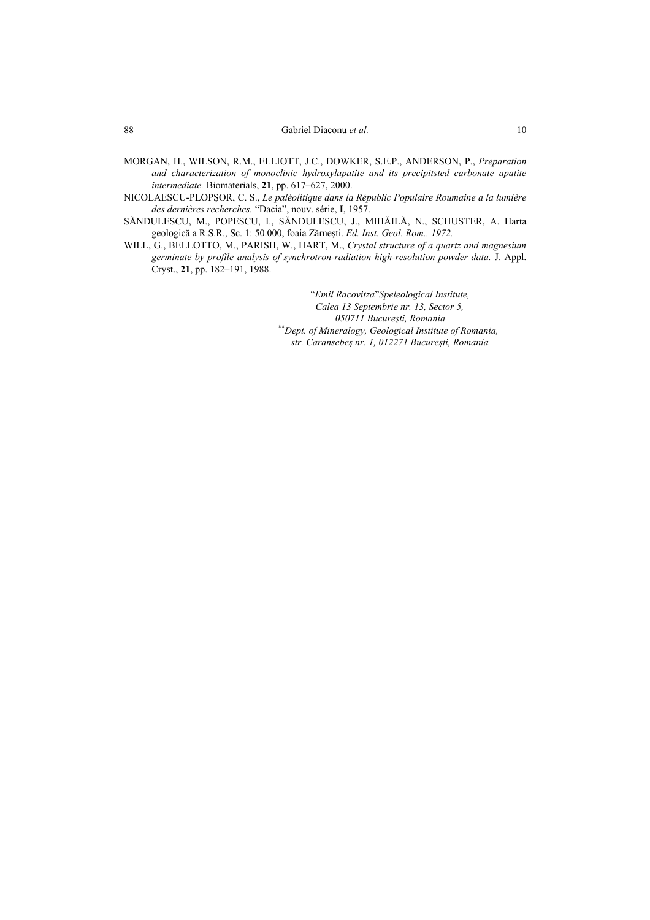MORGAN, H., WILSON, R.M., ELLIOTT, J.C., DOWKER, S.E.P., ANDERSON, P., *Preparation and characterization of monoclinic hydroxylapatite and its precipitsted carbonate apatite intermediate.* Biomaterials, **21**, pp. 617–627, 2000.

NICOLAESCU-PLOPŞOR, C. S., *Le paléolitique dans la Républic Populaire Roumaine a la lumière des dernières recherches.* "Dacia", nouv. série, **I**, 1957.

SĂNDULESCU, M., POPESCU, I., SĂNDULESCU, J., MIHĂILĂ, N., SCHUSTER, A. Harta geologică a R.S.R., Sc. 1: 50.000, foaia Zărneşti. *Ed. Inst. Geol. Rom., 1972.*

WILL, G., BELLOTTO, M., PARISH, W., HART, M., *Crystal structure of a quartz and magnesium germinate by profile analysis of synchrotron-radiation high-resolution powder data.* J. Appl. Cryst., **21**, pp. 182–191, 1988.

"*Emil Racovitza*"*Speleological Institute,*
*Calea 13 Septembrie nr. 13, Sector 5,*
*050711 Bucureşti, Romania*
[**]*Dept. of Mineralogy, Geological Institute of Romania,*
*str. Caransebeş nr. 1, 012271 Bucureşti, Romania*